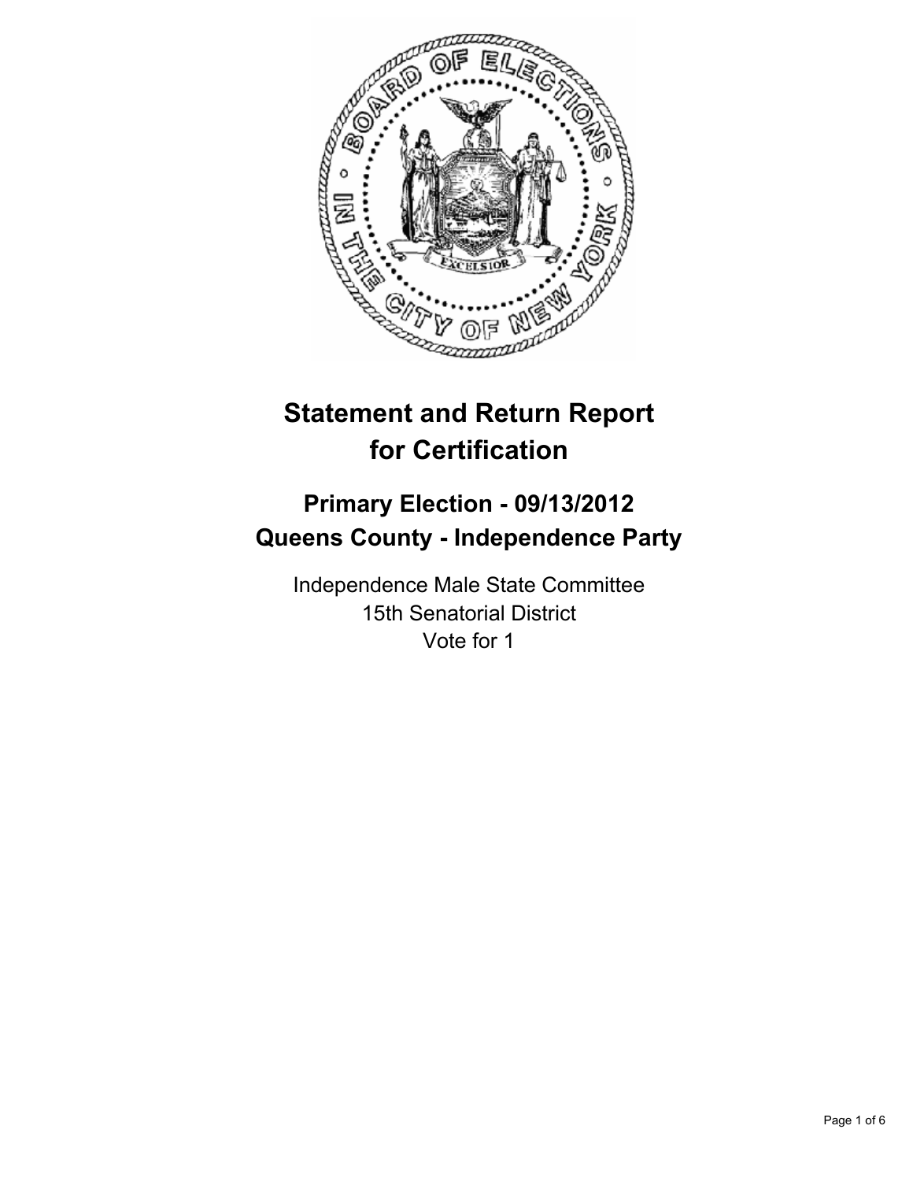# Statement and Return Report for Certification

## Primary Election - 09/13/2012
## Queens County - Independence Party

Independence Male State Committee
15th Senatorial District
Vote for 1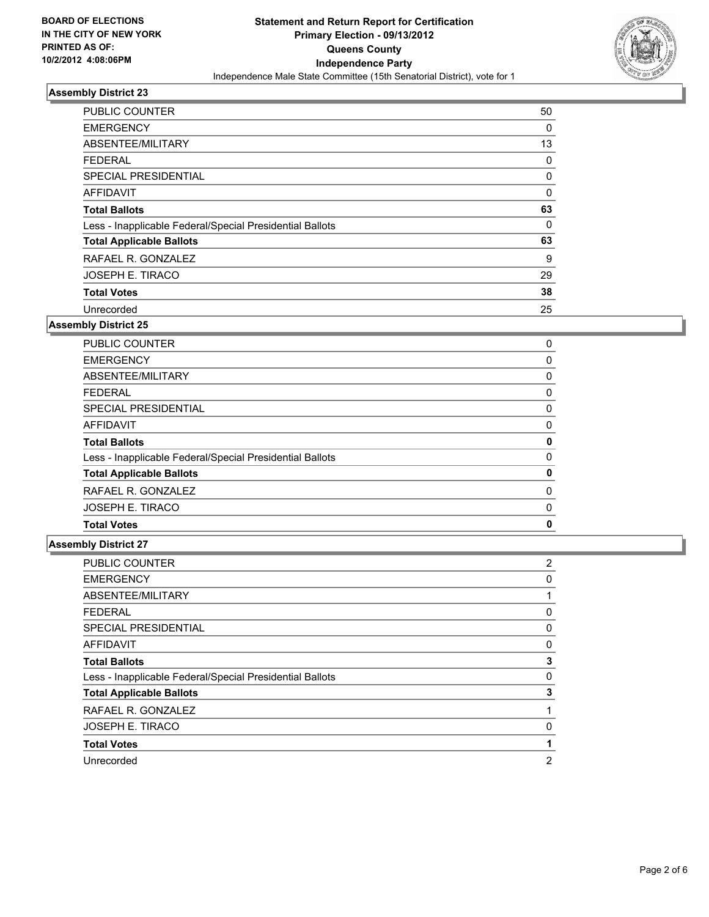**BOARD OF ELECTIONS IN THE CITY OF NEW YORK PRINTED AS OF: 10/2/2012 4:08:06PM**

**Statement and Return Report for Certification Primary Election - 09/13/2012 Queens County Independence Party**

Independence Male State Committee (15th Senatorial District), vote for 1

### Assembly District 23

| | |
|---|---|
| PUBLIC COUNTER | 50 |
| EMERGENCY | 0 |
| ABSENTEE/MILITARY | 13 |
| FEDERAL | 0 |
| SPECIAL PRESIDENTIAL | 0 |
| AFFIDAVIT | 0 |
| **Total Ballots** | **63** |
| Less - Inapplicable Federal/Special Presidential Ballots | 0 |
| **Total Applicable Ballots** | **63** |
| RAFAEL R. GONZALEZ | 9 |
| JOSEPH E. TIRACO | 29 |
| **Total Votes** | **38** |
| Unrecorded | 25 |

### Assembly District 25

| | |
|---|---|
| PUBLIC COUNTER | 0 |
| EMERGENCY | 0 |
| ABSENTEE/MILITARY | 0 |
| FEDERAL | 0 |
| SPECIAL PRESIDENTIAL | 0 |
| AFFIDAVIT | 0 |
| **Total Ballots** | **0** |
| Less - Inapplicable Federal/Special Presidential Ballots | 0 |
| **Total Applicable Ballots** | **0** |
| RAFAEL R. GONZALEZ | 0 |
| JOSEPH E. TIRACO | 0 |
| **Total Votes** | **0** |

### Assembly District 27

| | |
|---|---|
| PUBLIC COUNTER | 2 |
| EMERGENCY | 0 |
| ABSENTEE/MILITARY | 1 |
| FEDERAL | 0 |
| SPECIAL PRESIDENTIAL | 0 |
| AFFIDAVIT | 0 |
| **Total Ballots** | **3** |
| Less - Inapplicable Federal/Special Presidential Ballots | 0 |
| **Total Applicable Ballots** | **3** |
| RAFAEL R. GONZALEZ | 1 |
| JOSEPH E. TIRACO | 0 |
| **Total Votes** | **1** |
| Unrecorded | 2 |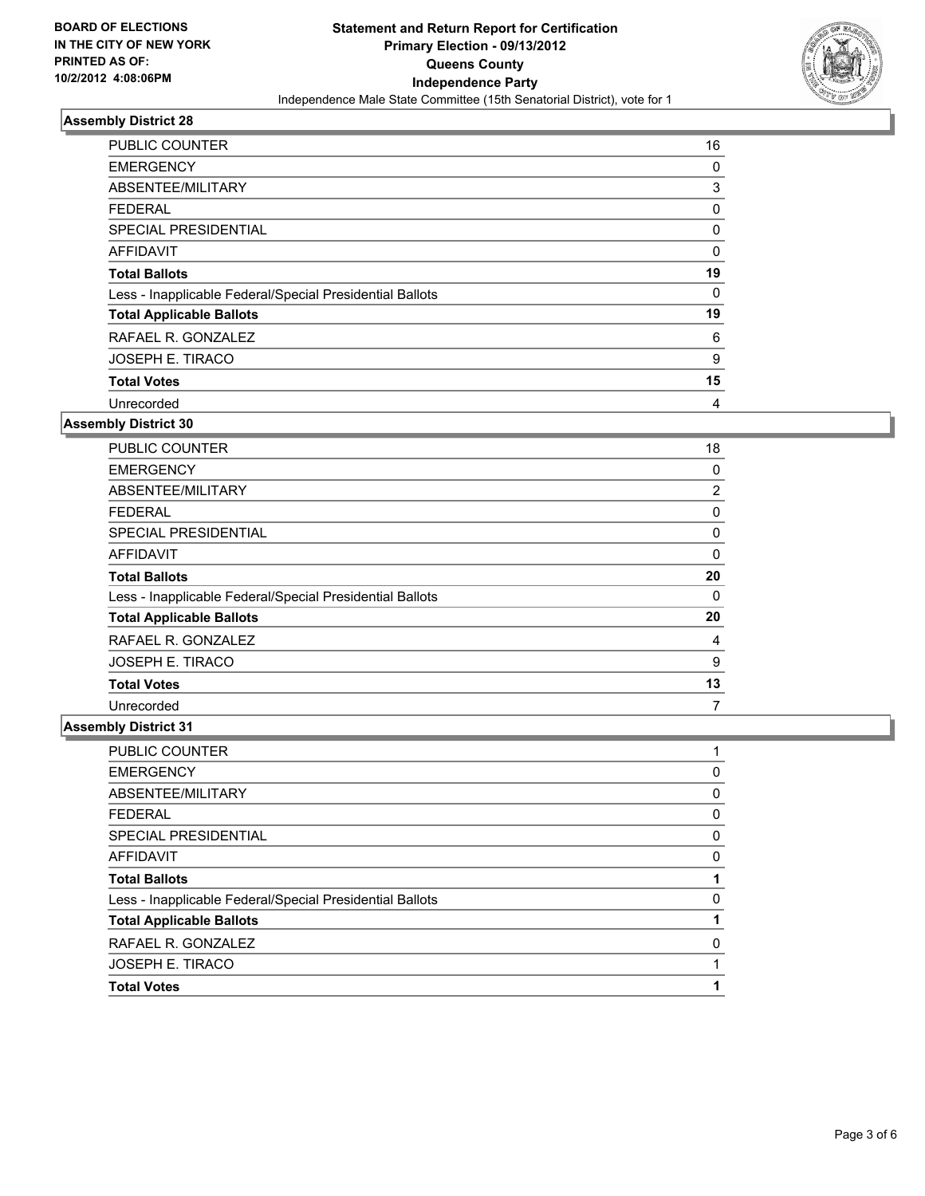BOARD OF ELECTIONS
IN THE CITY OF NEW YORK
PRINTED AS OF:
10/2/2012 4:08:06PM

# Statement and Return Report for Certification
## Primary Election - 09/13/2012
## Queens County
## Independence Party
Independence Male State Committee (15th Senatorial District), vote for 1

### Assembly District 28

| | |
|---|---|
| PUBLIC COUNTER | 16 |
| EMERGENCY | 0 |
| ABSENTEE/MILITARY | 3 |
| FEDERAL | 0 |
| SPECIAL PRESIDENTIAL | 0 |
| AFFIDAVIT | 0 |
| **Total Ballots** | **19** |
| Less - Inapplicable Federal/Special Presidential Ballots | 0 |
| **Total Applicable Ballots** | **19** |
| RAFAEL R. GONZALEZ | 6 |
| JOSEPH E. TIRACO | 9 |
| **Total Votes** | **15** |
| Unrecorded | 4 |

### Assembly District 30

| | |
|---|---|
| PUBLIC COUNTER | 18 |
| EMERGENCY | 0 |
| ABSENTEE/MILITARY | 2 |
| FEDERAL | 0 |
| SPECIAL PRESIDENTIAL | 0 |
| AFFIDAVIT | 0 |
| **Total Ballots** | **20** |
| Less - Inapplicable Federal/Special Presidential Ballots | 0 |
| **Total Applicable Ballots** | **20** |
| RAFAEL R. GONZALEZ | 4 |
| JOSEPH E. TIRACO | 9 |
| **Total Votes** | **13** |
| Unrecorded | 7 |

### Assembly District 31

| | |
|---|---|
| PUBLIC COUNTER | 1 |
| EMERGENCY | 0 |
| ABSENTEE/MILITARY | 0 |
| FEDERAL | 0 |
| SPECIAL PRESIDENTIAL | 0 |
| AFFIDAVIT | 0 |
| **Total Ballots** | **1** |
| Less - Inapplicable Federal/Special Presidential Ballots | 0 |
| **Total Applicable Ballots** | **1** |
| RAFAEL R. GONZALEZ | 0 |
| JOSEPH E. TIRACO | 1 |
| **Total Votes** | **1** |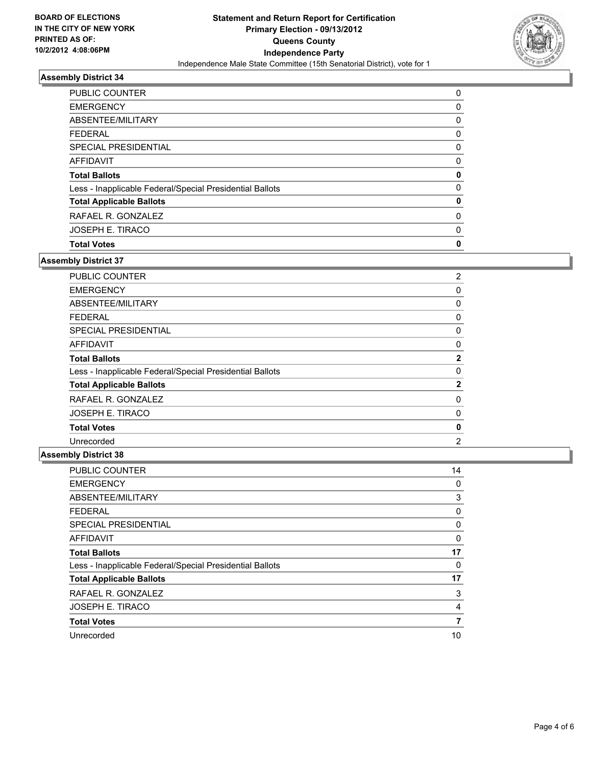**BOARD OF ELECTIONS IN THE CITY OF NEW YORK PRINTED AS OF: 10/2/2012 4:08:06PM**

# Statement and Return Report for Certification
## Primary Election - 09/13/2012
## Queens County
## Independence Party
Independence Male State Committee (15th Senatorial District), vote for 1

### Assembly District 34

| | |
|---|---|
| PUBLIC COUNTER | 0 |
| EMERGENCY | 0 |
| ABSENTEE/MILITARY | 0 |
| FEDERAL | 0 |
| SPECIAL PRESIDENTIAL | 0 |
| AFFIDAVIT | 0 |
| **Total Ballots** | **0** |
| Less - Inapplicable Federal/Special Presidential Ballots | 0 |
| **Total Applicable Ballots** | **0** |
| RAFAEL R. GONZALEZ | 0 |
| JOSEPH E. TIRACO | 0 |
| **Total Votes** | **0** |

### Assembly District 37

| | |
|---|---|
| PUBLIC COUNTER | 2 |
| EMERGENCY | 0 |
| ABSENTEE/MILITARY | 0 |
| FEDERAL | 0 |
| SPECIAL PRESIDENTIAL | 0 |
| AFFIDAVIT | 0 |
| **Total Ballots** | **2** |
| Less - Inapplicable Federal/Special Presidential Ballots | 0 |
| **Total Applicable Ballots** | **2** |
| RAFAEL R. GONZALEZ | 0 |
| JOSEPH E. TIRACO | 0 |
| **Total Votes** | **0** |
| Unrecorded | 2 |

### Assembly District 38

| | |
|---|---|
| PUBLIC COUNTER | 14 |
| EMERGENCY | 0 |
| ABSENTEE/MILITARY | 3 |
| FEDERAL | 0 |
| SPECIAL PRESIDENTIAL | 0 |
| AFFIDAVIT | 0 |
| **Total Ballots** | **17** |
| Less - Inapplicable Federal/Special Presidential Ballots | 0 |
| **Total Applicable Ballots** | **17** |
| RAFAEL R. GONZALEZ | 3 |
| JOSEPH E. TIRACO | 4 |
| **Total Votes** | **7** |
| Unrecorded | 10 |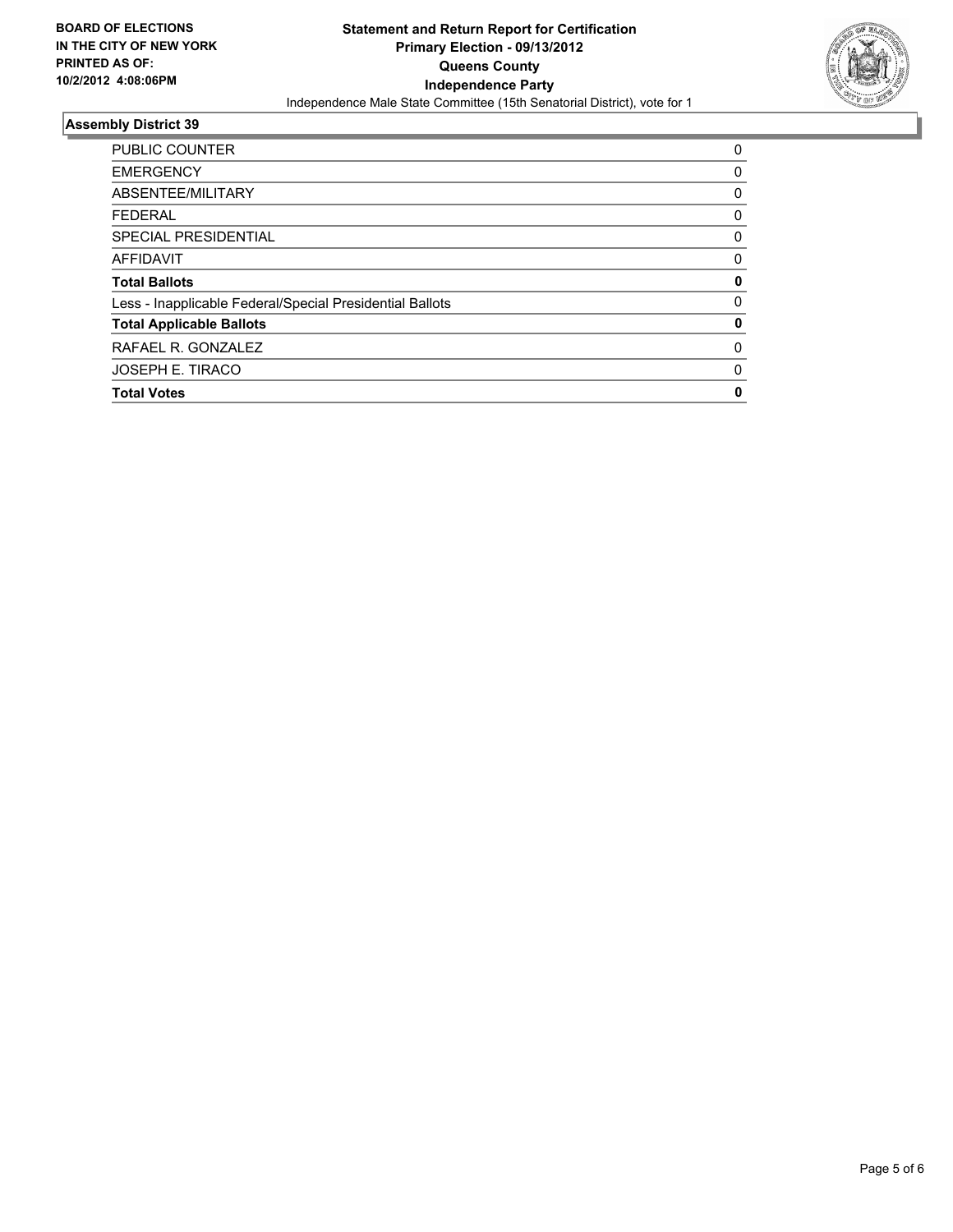**BOARD OF ELECTIONS IN THE CITY OF NEW YORK PRINTED AS OF: 10/2/2012 4:08:06PM**

# Statement and Return Report for Certification
## Primary Election - 09/13/2012
## Queens County
## Independence Party

Independence Male State Committee (15th Senatorial District), vote for 1

### Assembly District 39

| | |
|---|---|
| PUBLIC COUNTER | 0 |
| EMERGENCY | 0 |
| ABSENTEE/MILITARY | 0 |
| FEDERAL | 0 |
| SPECIAL PRESIDENTIAL | 0 |
| AFFIDAVIT | 0 |
| **Total Ballots** | **0** |
| Less - Inapplicable Federal/Special Presidential Ballots | 0 |
| **Total Applicable Ballots** | **0** |
| RAFAEL R. GONZALEZ | 0 |
| JOSEPH E. TIRACO | 0 |
| **Total Votes** | **0** |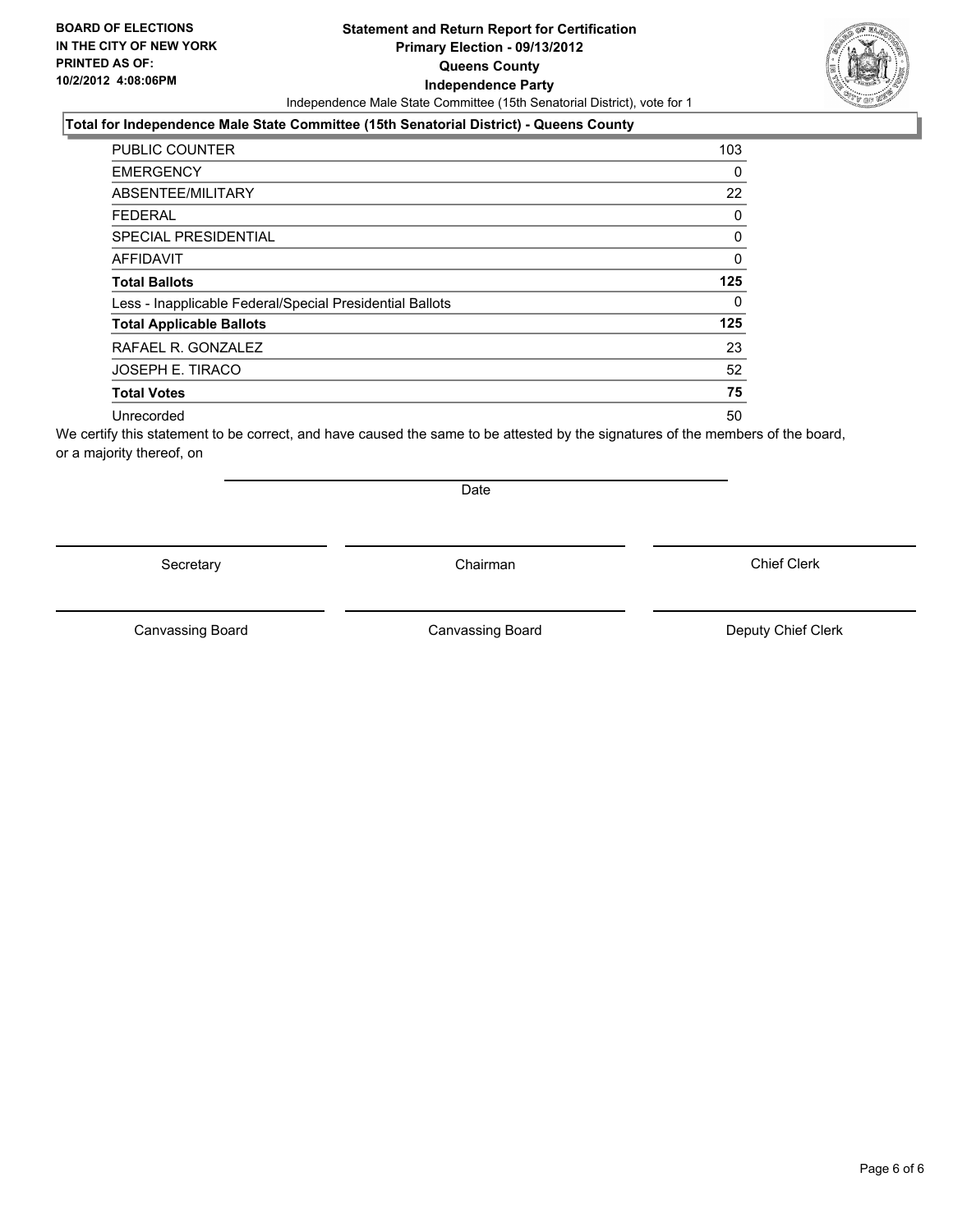**BOARD OF ELECTIONS IN THE CITY OF NEW YORK PRINTED AS OF: 10/2/2012 4:08:06PM**

**Statement and Return Report for Certification Primary Election - 09/13/2012 Queens County Independence Party**

Independence Male State Committee (15th Senatorial District), vote for 1

**Total for Independence Male State Committee (15th Senatorial District) - Queens County**

| | |
|---|---|
| PUBLIC COUNTER | 103 |
| EMERGENCY | 0 |
| ABSENTEE/MILITARY | 22 |
| FEDERAL | 0 |
| SPECIAL PRESIDENTIAL | 0 |
| AFFIDAVIT | 0 |
| **Total Ballots** | **125** |
| Less - Inapplicable Federal/Special Presidential Ballots | 0 |
| **Total Applicable Ballots** | **125** |
| RAFAEL R. GONZALEZ | 23 |
| JOSEPH E. TIRACO | 52 |
| **Total Votes** | **75** |
| Unrecorded | 50 |

We certify this statement to be correct, and have caused the same to be attested by the signatures of the members of the board, or a majority thereof, on

Date

Secretary | Chairman | Chief Clerk

Canvassing Board | Canvassing Board | Deputy Chief Clerk